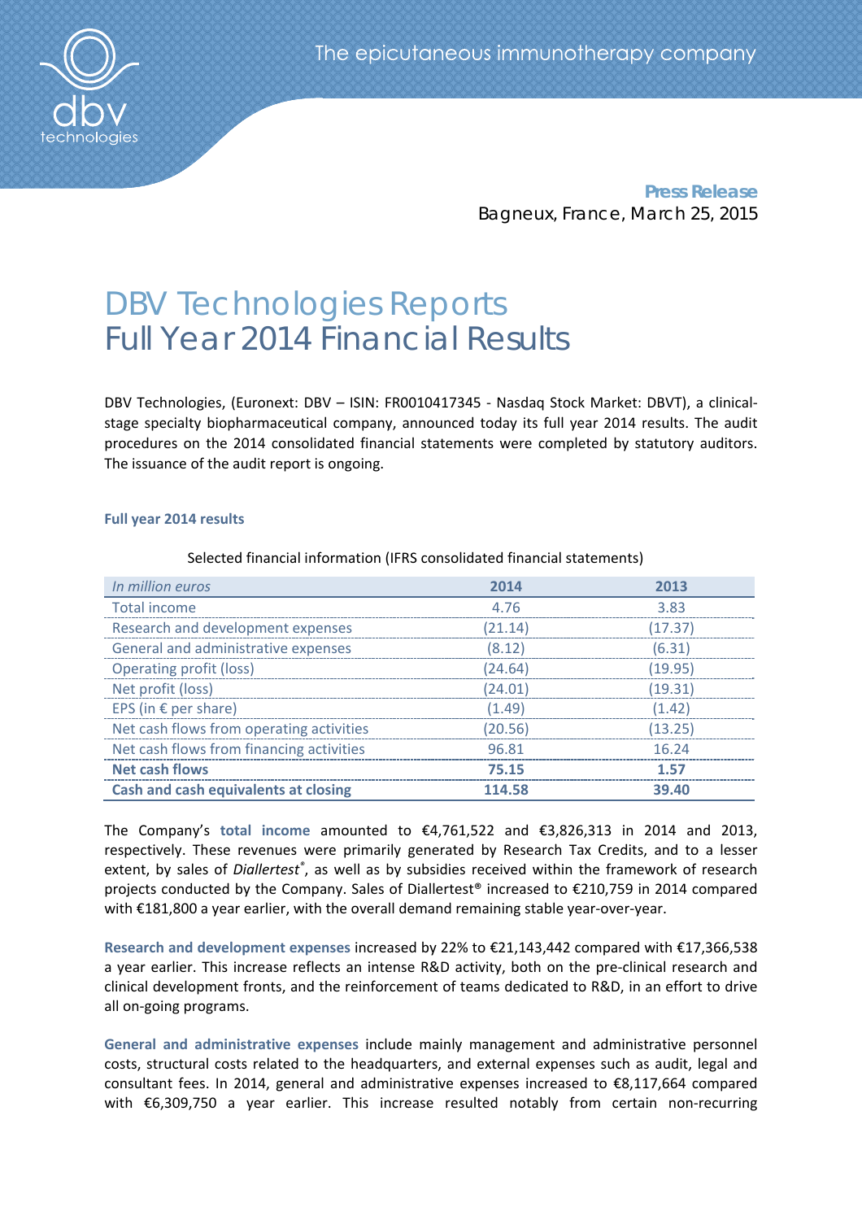**Press Release**
Bagneux, France, March 25, 2015

# DBV Technologies Reports
# Full Year 2014 Financial Results

DBV Technologies, (Euronext: DBV – ISIN: FR0010417345 - Nasdaq Stock Market: DBVT), a clinical-stage specialty biopharmaceutical company, announced today its full year 2014 results. The audit procedures on the 2014 consolidated financial statements were completed by statutory auditors. The issuance of the audit report is ongoing.

### Full year 2014 results

Selected financial information (IFRS consolidated financial statements)

| *In million euros* | 2014 | 2013 |
|---|---|---|
| Total income | 4.76 | 3.83 |
| Research and development expenses | (21.14) | (17.37) |
| General and administrative expenses | (8.12) | (6.31) |
| Operating profit (loss) | (24.64) | (19.95) |
| Net profit (loss) | (24.01) | (19.31) |
| EPS (in € per share) | (1.49) | (1.42) |
| Net cash flows from operating activities | (20.56) | (13.25) |
| Net cash flows from financing activities | 96.81 | 16.24 |
| **Net cash flows** | **75.15** | **1.57** |
| **Cash and cash equivalents at closing** | **114.58** | **39.40** |

The Company's **total income** amounted to €4,761,522 and €3,826,313 in 2014 and 2013, respectively. These revenues were primarily generated by Research Tax Credits, and to a lesser extent, by sales of *Diallertest*®, as well as by subsidies received within the framework of research projects conducted by the Company. Sales of Diallertest® increased to €210,759 in 2014 compared with €181,800 a year earlier, with the overall demand remaining stable year-over-year.

**Research and development expenses** increased by 22% to €21,143,442 compared with €17,366,538 a year earlier. This increase reflects an intense R&D activity, both on the pre-clinical research and clinical development fronts, and the reinforcement of teams dedicated to R&D, in an effort to drive all on-going programs.

**General and administrative expenses** include mainly management and administrative personnel costs, structural costs related to the headquarters, and external expenses such as audit, legal and consultant fees. In 2014, general and administrative expenses increased to €8,117,664 compared with €6,309,750 a year earlier. This increase resulted notably from certain non-recurring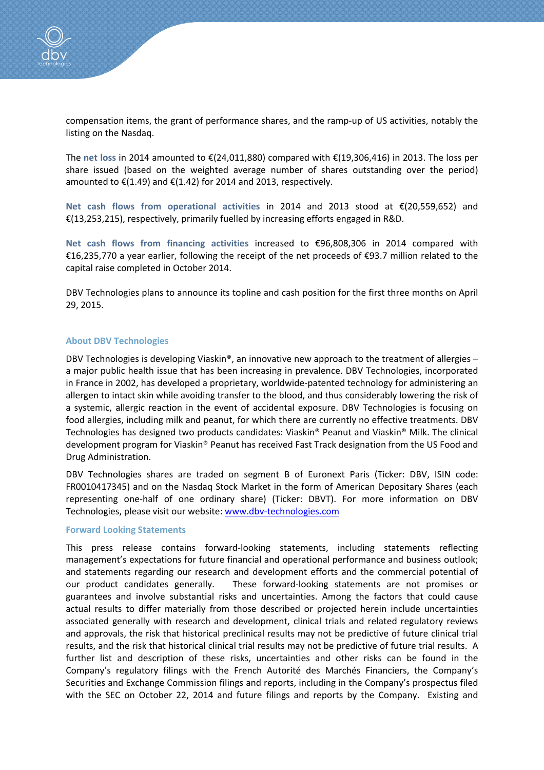compensation items, the grant of performance shares, and the ramp-up of US activities, notably the listing on the Nasdaq.

The **net loss** in 2014 amounted to €(24,011,880) compared with €(19,306,416) in 2013. The loss per share issued (based on the weighted average number of shares outstanding over the period) amounted to €(1.49) and €(1.42) for 2014 and 2013, respectively.

**Net cash flows from operational activities** in 2014 and 2013 stood at €(20,559,652) and €(13,253,215), respectively, primarily fuelled by increasing efforts engaged in R&D.

**Net cash flows from financing activities** increased to €96,808,306 in 2014 compared with €16,235,770 a year earlier, following the receipt of the net proceeds of €93.7 million related to the capital raise completed in October 2014.

DBV Technologies plans to announce its topline and cash position for the first three months on April 29, 2015.

## About DBV Technologies

DBV Technologies is developing Viaskin®, an innovative new approach to the treatment of allergies – a major public health issue that has been increasing in prevalence. DBV Technologies, incorporated in France in 2002, has developed a proprietary, worldwide-patented technology for administering an allergen to intact skin while avoiding transfer to the blood, and thus considerably lowering the risk of a systemic, allergic reaction in the event of accidental exposure. DBV Technologies is focusing on food allergies, including milk and peanut, for which there are currently no effective treatments. DBV Technologies has designed two products candidates: Viaskin® Peanut and Viaskin® Milk. The clinical development program for Viaskin® Peanut has received Fast Track designation from the US Food and Drug Administration.

DBV Technologies shares are traded on segment B of Euronext Paris (Ticker: DBV, ISIN code: FR0010417345) and on the Nasdaq Stock Market in the form of American Depositary Shares (each representing one-half of one ordinary share) (Ticker: DBVT). For more information on DBV Technologies, please visit our website: www.dbv-technologies.com

## Forward Looking Statements

This press release contains forward-looking statements, including statements reflecting management's expectations for future financial and operational performance and business outlook; and statements regarding our research and development efforts and the commercial potential of our product candidates generally. These forward-looking statements are not promises or guarantees and involve substantial risks and uncertainties. Among the factors that could cause actual results to differ materially from those described or projected herein include uncertainties associated generally with research and development, clinical trials and related regulatory reviews and approvals, the risk that historical preclinical results may not be predictive of future clinical trial results, and the risk that historical clinical trial results may not be predictive of future trial results. A further list and description of these risks, uncertainties and other risks can be found in the Company's regulatory filings with the French Autorité des Marchés Financiers, the Company's Securities and Exchange Commission filings and reports, including in the Company's prospectus filed with the SEC on October 22, 2014 and future filings and reports by the Company. Existing and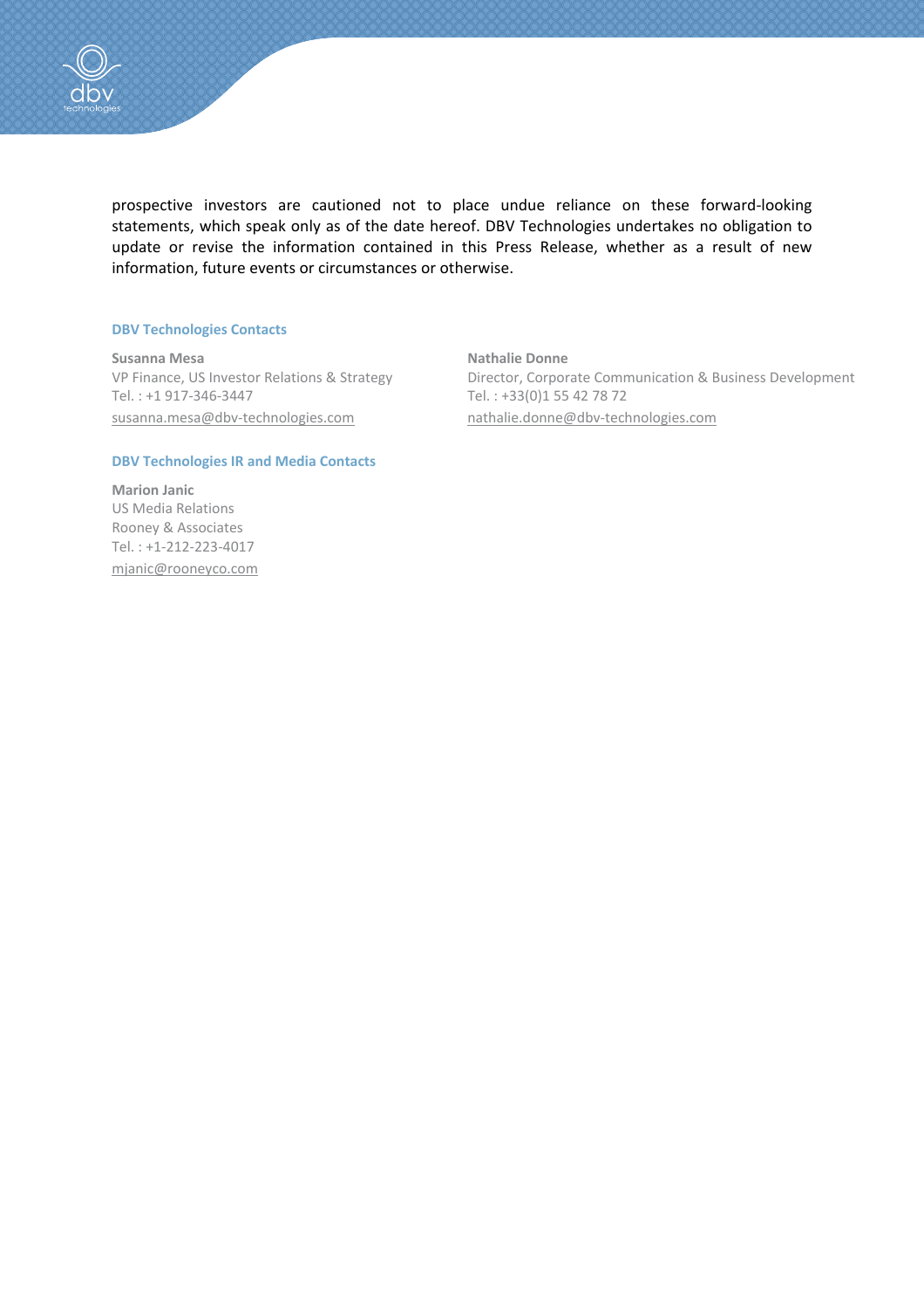prospective investors are cautioned not to place undue reliance on these forward-looking statements, which speak only as of the date hereof. DBV Technologies undertakes no obligation to update or revise the information contained in this Press Release, whether as a result of new information, future events or circumstances or otherwise.

### DBV Technologies Contacts

**Susanna Mesa**
VP Finance, US Investor Relations & Strategy
Tel. : +1 917-346-3447
susanna.mesa@dbv-technologies.com

**Nathalie Donne**
Director, Corporate Communication & Business Development
Tel. : +33(0)1 55 42 78 72
nathalie.donne@dbv-technologies.com

### DBV Technologies IR and Media Contacts

**Marion Janic**
US Media Relations
Rooney & Associates
Tel. : +1-212-223-4017
mjanic@rooneyco.com